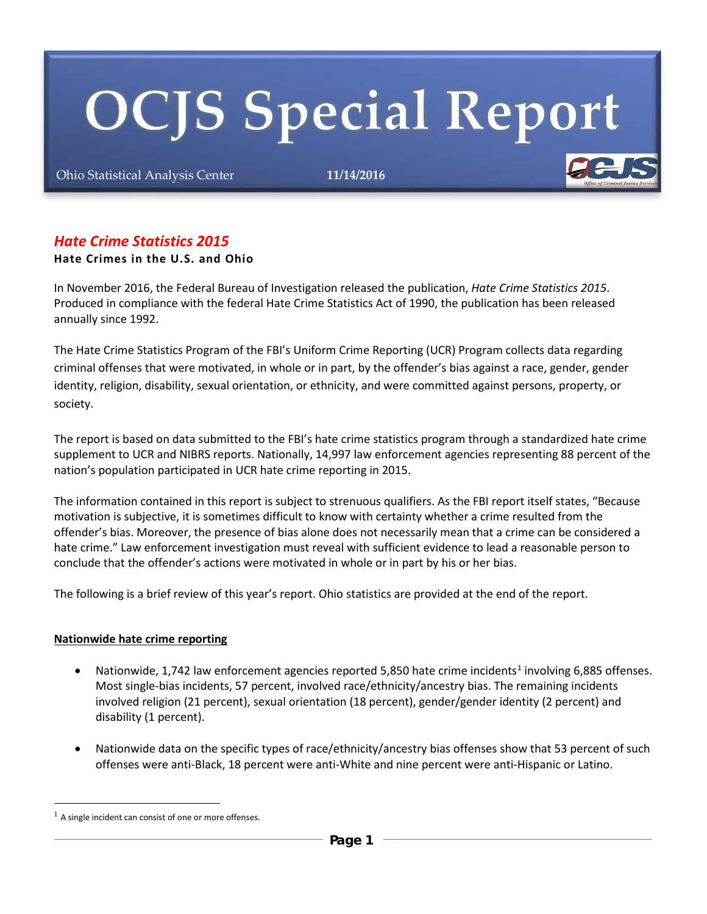# OCJS Special Report

Ohio Statistical Analysis Center **11/14/2016**

## *Hate Crime Statistics 2015*

**Hate Crimes in the U.S. and Ohio**

In November 2016, the Federal Bureau of Investigation released the publication, *Hate Crime Statistics 2015*. Produced in compliance with the federal Hate Crime Statistics Act of 1990, the publication has been released annually since 1992.

The Hate Crime Statistics Program of the FBI's Uniform Crime Reporting (UCR) Program collects data regarding criminal offenses that were motivated, in whole or in part, by the offender's bias against a race, gender, gender identity, religion, disability, sexual orientation, or ethnicity, and were committed against persons, property, or society.

The report is based on data submitted to the FBI's hate crime statistics program through a standardized hate crime supplement to UCR and NIBRS reports. Nationally, 14,997 law enforcement agencies representing 88 percent of the nation's population participated in UCR hate crime reporting in 2015.

The information contained in this report is subject to strenuous qualifiers. As the FBI report itself states, "Because motivation is subjective, it is sometimes difficult to know with certainty whether a crime resulted from the offender's bias. Moreover, the presence of bias alone does not necessarily mean that a crime can be considered a hate crime." Law enforcement investigation must reveal with sufficient evidence to lead a reasonable person to conclude that the offender's actions were motivated in whole or in part by his or her bias.

The following is a brief review of this year's report. Ohio statistics are provided at the end of the report.

**Nationwide hate crime reporting**

- Nationwide, 1,742 law enforcement agencies reported 5,850 hate crime incidents[1] involving 6,885 offenses. Most single-bias incidents, 57 percent, involved race/ethnicity/ancestry bias. The remaining incidents involved religion (21 percent), sexual orientation (18 percent), gender/gender identity (2 percent) and disability (1 percent).

- Nationwide data on the specific types of race/ethnicity/ancestry bias offenses show that 53 percent of such offenses were anti-Black, 18 percent were anti-White and nine percent were anti-Hispanic or Latino.

[1] A single incident can consist of one or more offenses.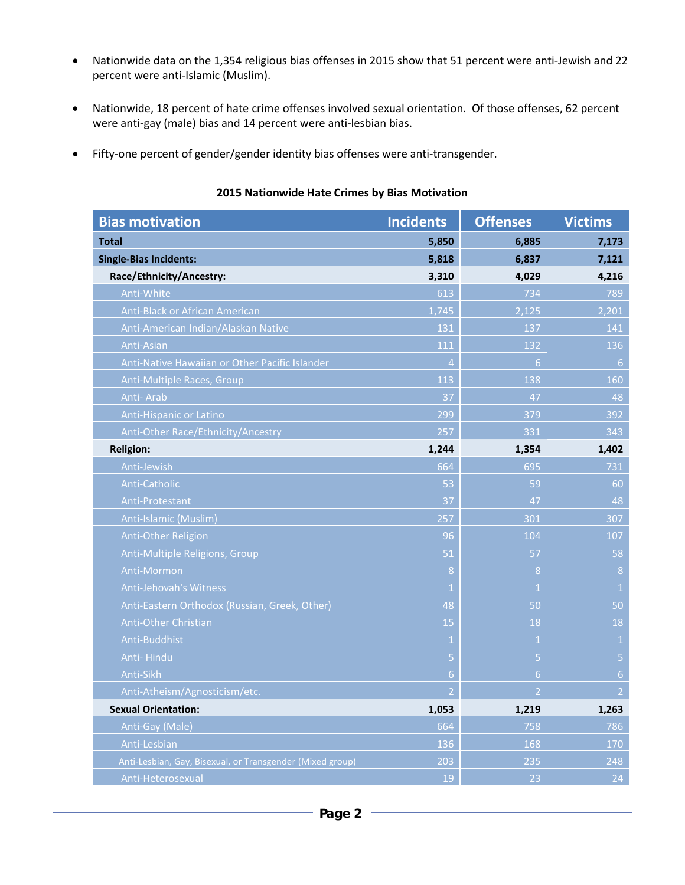- Nationwide data on the 1,354 religious bias offenses in 2015 show that 51 percent were anti-Jewish and 22 percent were anti-Islamic (Muslim).
- Nationwide, 18 percent of hate crime offenses involved sexual orientation. Of those offenses, 62 percent were anti-gay (male) bias and 14 percent were anti-lesbian bias.
- Fifty-one percent of gender/gender identity bias offenses were anti-transgender.

**2015 Nationwide Hate Crimes by Bias Motivation**

| Bias motivation | Incidents | Offenses | Victims |
|---|---|---|---|
| **Total** | **5,850** | **6,885** | **7,173** |
| **Single-Bias Incidents:** | **5,818** | **6,837** | **7,121** |
| **Race/Ethnicity/Ancestry:** | **3,310** | **4,029** | **4,216** |
| Anti-White | 613 | 734 | 789 |
| Anti-Black or African American | 1,745 | 2,125 | 2,201 |
| Anti-American Indian/Alaskan Native | 131 | 137 | 141 |
| Anti-Asian | 111 | 132 | 136 |
| Anti-Native Hawaiian or Other Pacific Islander | 4 | 6 | 6 |
| Anti-Multiple Races, Group | 113 | 138 | 160 |
| Anti- Arab | 37 | 47 | 48 |
| Anti-Hispanic or Latino | 299 | 379 | 392 |
| Anti-Other Race/Ethnicity/Ancestry | 257 | 331 | 343 |
| **Religion:** | **1,244** | **1,354** | **1,402** |
| Anti-Jewish | 664 | 695 | 731 |
| Anti-Catholic | 53 | 59 | 60 |
| Anti-Protestant | 37 | 47 | 48 |
| Anti-Islamic (Muslim) | 257 | 301 | 307 |
| Anti-Other Religion | 96 | 104 | 107 |
| Anti-Multiple Religions, Group | 51 | 57 | 58 |
| Anti-Mormon | 8 | 8 | 8 |
| Anti-Jehovah's Witness | 1 | 1 | 1 |
| Anti-Eastern Orthodox (Russian, Greek, Other) | 48 | 50 | 50 |
| Anti-Other Christian | 15 | 18 | 18 |
| Anti-Buddhist | 1 | 1 | 1 |
| Anti- Hindu | 5 | 5 | 5 |
| Anti-Sikh | 6 | 6 | 6 |
| Anti-Atheism/Agnosticism/etc. | 2 | 2 | 2 |
| **Sexual Orientation:** | **1,053** | **1,219** | **1,263** |
| Anti-Gay (Male) | 664 | 758 | 786 |
| Anti-Lesbian | 136 | 168 | 170 |
| Anti-Lesbian, Gay, Bisexual, or Transgender (Mixed group) | 203 | 235 | 248 |
| Anti-Heterosexual | 19 | 23 | 24 |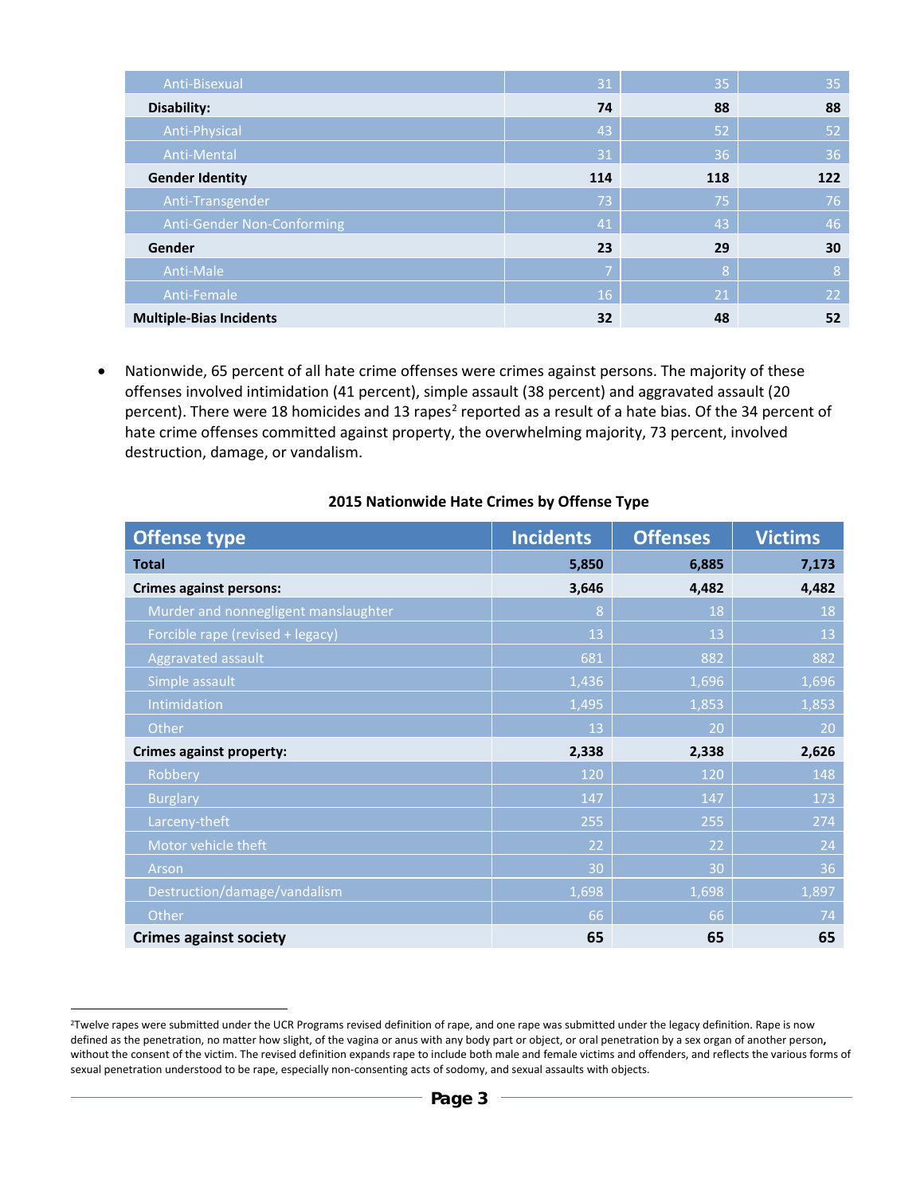| | | | |
|---|---|---|---|
| Anti-Bisexual | 31 | 35 | 35 |
| **Disability:** | **74** | **88** | **88** |
| Anti-Physical | 43 | 52 | 52 |
| Anti-Mental | 31 | 36 | 36 |
| **Gender Identity** | **114** | **118** | **122** |
| Anti-Transgender | 73 | 75 | 76 |
| Anti-Gender Non-Conforming | 41 | 43 | 46 |
| **Gender** | **23** | **29** | **30** |
| Anti-Male | 7 | 8 | 8 |
| Anti-Female | 16 | 21 | 22 |
| **Multiple-Bias Incidents** | **32** | **48** | **52** |

- Nationwide, 65 percent of all hate crime offenses were crimes against persons. The majority of these offenses involved intimidation (41 percent), simple assault (38 percent) and aggravated assault (20 percent). There were 18 homicides and 13 rapes[2] reported as a result of a hate bias. Of the 34 percent of hate crime offenses committed against property, the overwhelming majority, 73 percent, involved destruction, damage, or vandalism.

**2015 Nationwide Hate Crimes by Offense Type**

| Offense type | Incidents | Offenses | Victims |
|---|---|---|---|
| **Total** | **5,850** | **6,885** | **7,173** |
| **Crimes against persons:** | **3,646** | **4,482** | **4,482** |
| Murder and nonnegligent manslaughter | 8 | 18 | 18 |
| Forcible rape (revised + legacy) | 13 | 13 | 13 |
| Aggravated assault | 681 | 882 | 882 |
| Simple assault | 1,436 | 1,696 | 1,696 |
| Intimidation | 1,495 | 1,853 | 1,853 |
| Other | 13 | 20 | 20 |
| **Crimes against property:** | **2,338** | **2,338** | **2,626** |
| Robbery | 120 | 120 | 148 |
| Burglary | 147 | 147 | 173 |
| Larceny-theft | 255 | 255 | 274 |
| Motor vehicle theft | 22 | 22 | 24 |
| Arson | 30 | 30 | 36 |
| Destruction/damage/vandalism | 1,698 | 1,698 | 1,897 |
| Other | 66 | 66 | 74 |
| **Crimes against society** | **65** | **65** | **65** |

[2]Twelve rapes were submitted under the UCR Programs revised definition of rape, and one rape was submitted under the legacy definition. Rape is now defined as the penetration, no matter how slight, of the vagina or anus with any body part or object, or oral penetration by a sex organ of another person, without the consent of the victim. The revised definition expands rape to include both male and female victims and offenders, and reflects the various forms of sexual penetration understood to be rape, especially non-consenting acts of sodomy, and sexual assaults with objects.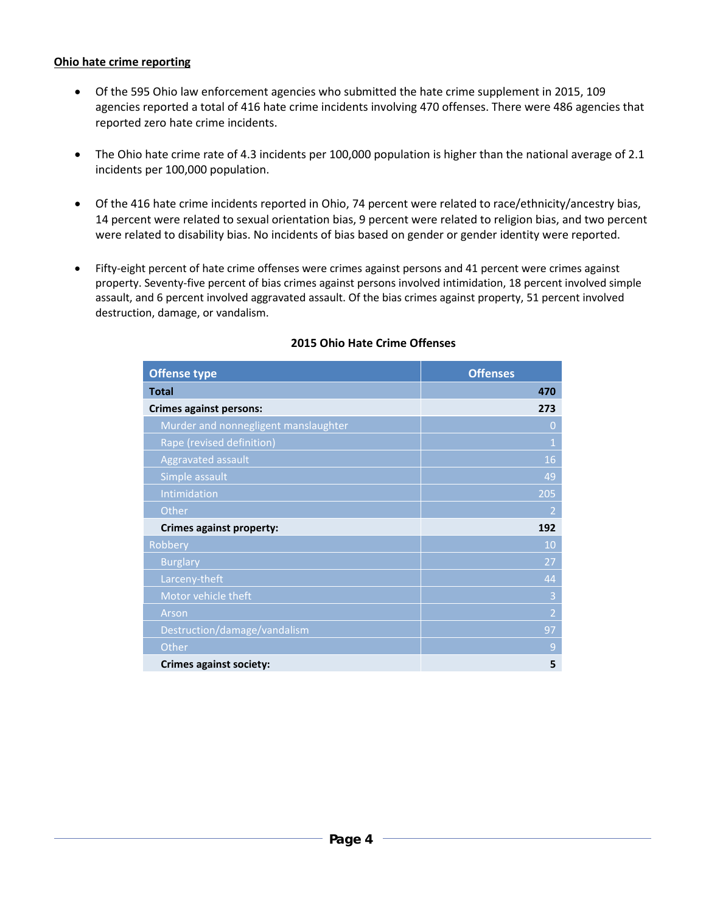**Ohio hate crime reporting**

- Of the 595 Ohio law enforcement agencies who submitted the hate crime supplement in 2015, 109 agencies reported a total of 416 hate crime incidents involving 470 offenses. There were 486 agencies that reported zero hate crime incidents.
- The Ohio hate crime rate of 4.3 incidents per 100,000 population is higher than the national average of 2.1 incidents per 100,000 population.
- Of the 416 hate crime incidents reported in Ohio, 74 percent were related to race/ethnicity/ancestry bias, 14 percent were related to sexual orientation bias, 9 percent were related to religion bias, and two percent were related to disability bias. No incidents of bias based on gender or gender identity were reported.
- Fifty-eight percent of hate crime offenses were crimes against persons and 41 percent were crimes against property. Seventy-five percent of bias crimes against persons involved intimidation, 18 percent involved simple assault, and 6 percent involved aggravated assault. Of the bias crimes against property, 51 percent involved destruction, damage, or vandalism.

**2015 Ohio Hate Crime Offenses**

| Offense type | Offenses |
|---|---|
| **Total** | **470** |
| **Crimes against persons:** | **273** |
| Murder and nonnegligent manslaughter | 0 |
| Rape (revised definition) | 1 |
| Aggravated assault | 16 |
| Simple assault | 49 |
| Intimidation | 205 |
| Other | 2 |
| **Crimes against property:** | **192** |
| Robbery | 10 |
| Burglary | 27 |
| Larceny-theft | 44 |
| Motor vehicle theft | 3 |
| Arson | 2 |
| Destruction/damage/vandalism | 97 |
| Other | 9 |
| **Crimes against society:** | **5** |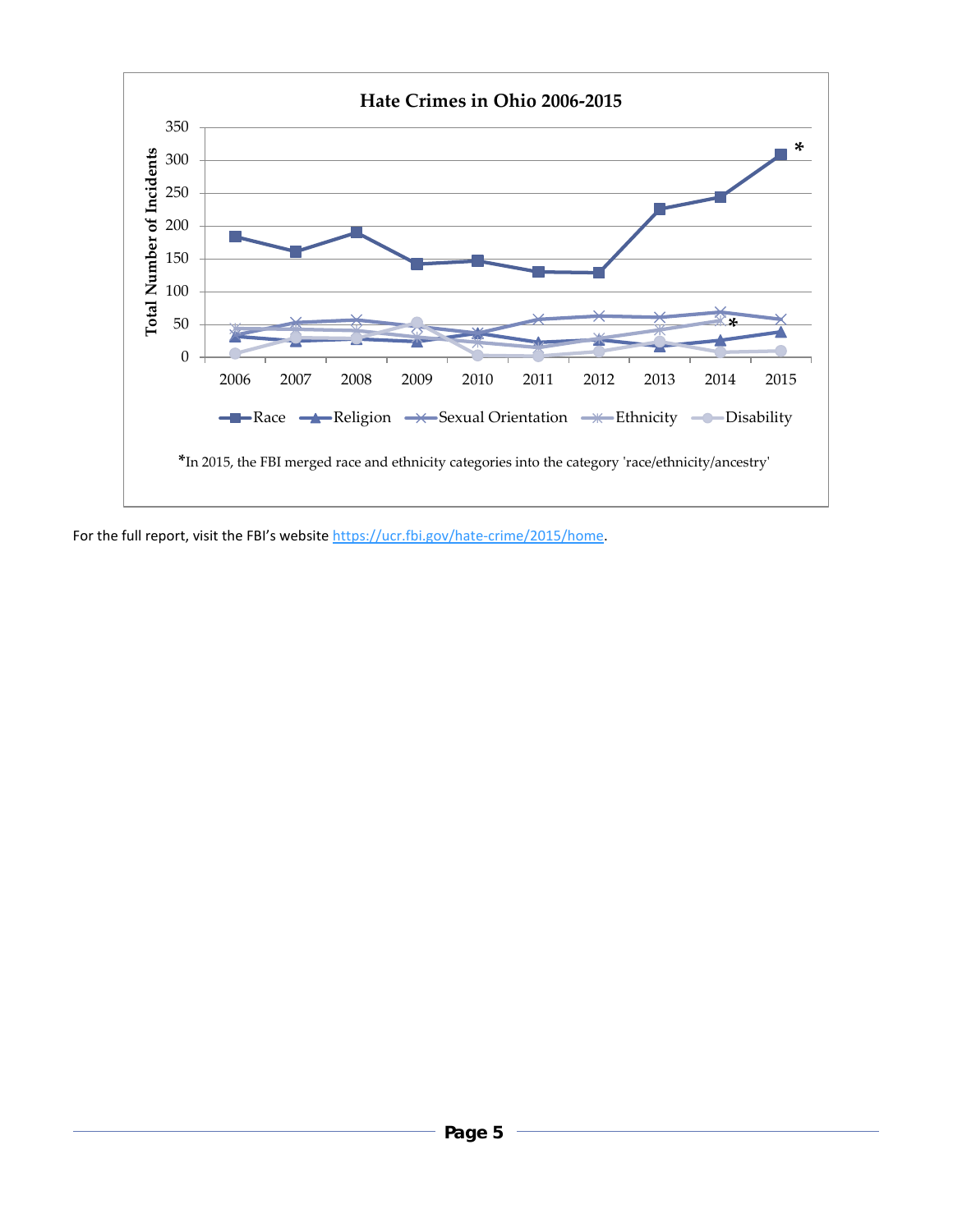Hate Crimes in Ohio 2006-2015

Total Number of Incidents

350
300
250
200
150
100
50
0

2006 2007 2008 2009 2010 2011 2012 2013 2014 2015

Race Religion Sexual Orientation Ethnicity Disability

*In 2015, the FBI merged race and ethnicity categories into the category 'race/ethnicity/ancestry'

For the full report, visit the FBI's website https://ucr.fbi.gov/hate-crime/2015/home.